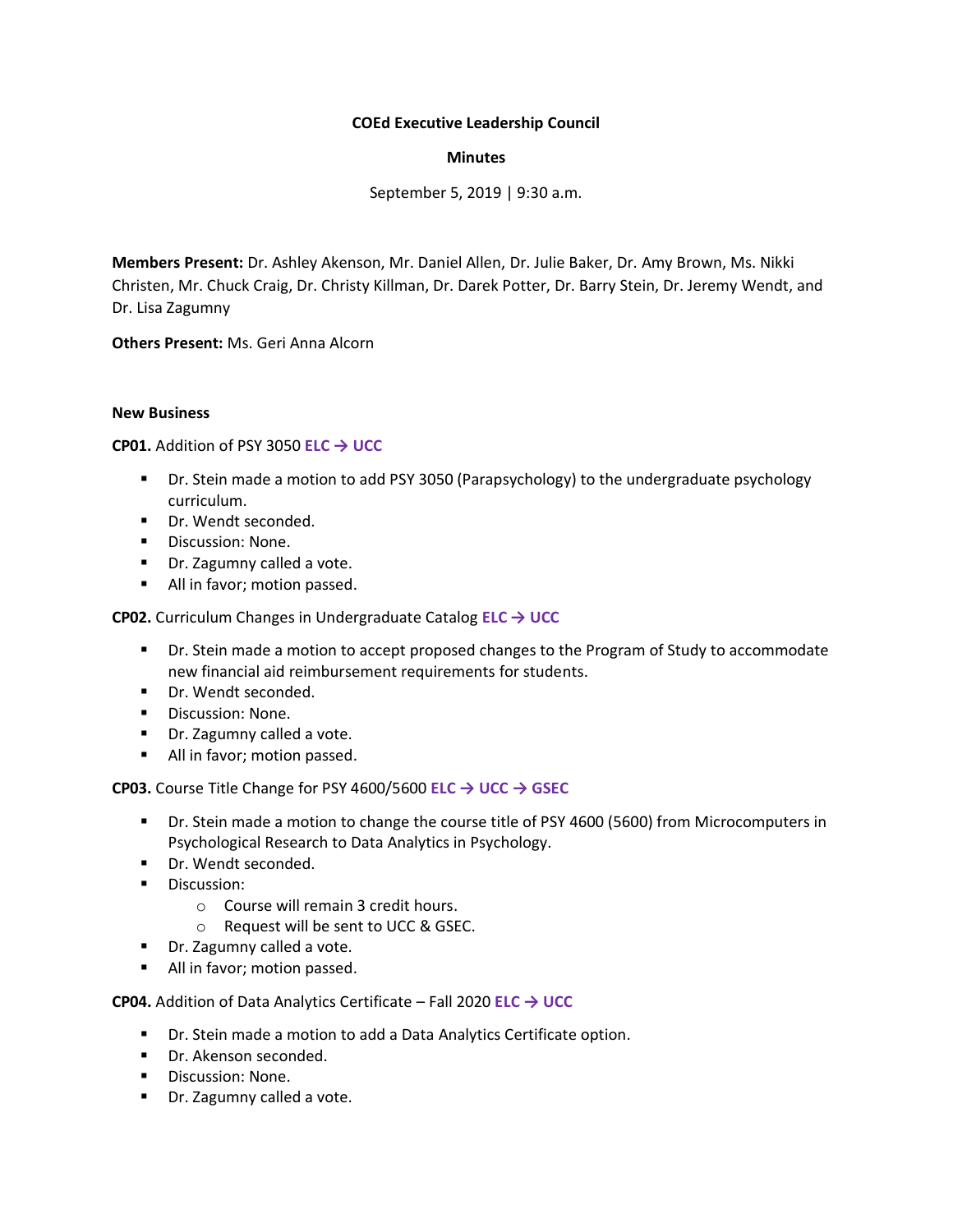**COEd Executive Leadership Council**

**Minutes**

September 5, 2019 | 9:30 a.m.

**Members Present:** Dr. Ashley Akenson, Mr. Daniel Allen, Dr. Julie Baker, Dr. Amy Brown, Ms. Nikki Christen, Mr. Chuck Craig, Dr. Christy Killman, Dr. Darek Potter, Dr. Barry Stein, Dr. Jeremy Wendt, and Dr. Lisa Zagumny

**Others Present:** Ms. Geri Anna Alcorn

**New Business**

**CP01.** Addition of PSY 3050 **ELC → UCC**

- Dr. Stein made a motion to add PSY 3050 (Parapsychology) to the undergraduate psychology curriculum.
- Dr. Wendt seconded.
- Discussion: None.
- Dr. Zagumny called a vote.
- All in favor; motion passed.

**CP02.** Curriculum Changes in Undergraduate Catalog **ELC → UCC**

- Dr. Stein made a motion to accept proposed changes to the Program of Study to accommodate new financial aid reimbursement requirements for students.
- Dr. Wendt seconded.
- Discussion: None.
- Dr. Zagumny called a vote.
- All in favor; motion passed.

**CP03.** Course Title Change for PSY 4600/5600 **ELC → UCC → GSEC**

- Dr. Stein made a motion to change the course title of PSY 4600 (5600) from Microcomputers in Psychological Research to Data Analytics in Psychology.
- Dr. Wendt seconded.
- Discussion:
  - Course will remain 3 credit hours.
  - Request will be sent to UCC & GSEC.
- Dr. Zagumny called a vote.
- All in favor; motion passed.

**CP04.** Addition of Data Analytics Certificate – Fall 2020 **ELC → UCC**

- Dr. Stein made a motion to add a Data Analytics Certificate option.
- Dr. Akenson seconded.
- Discussion: None.
- Dr. Zagumny called a vote.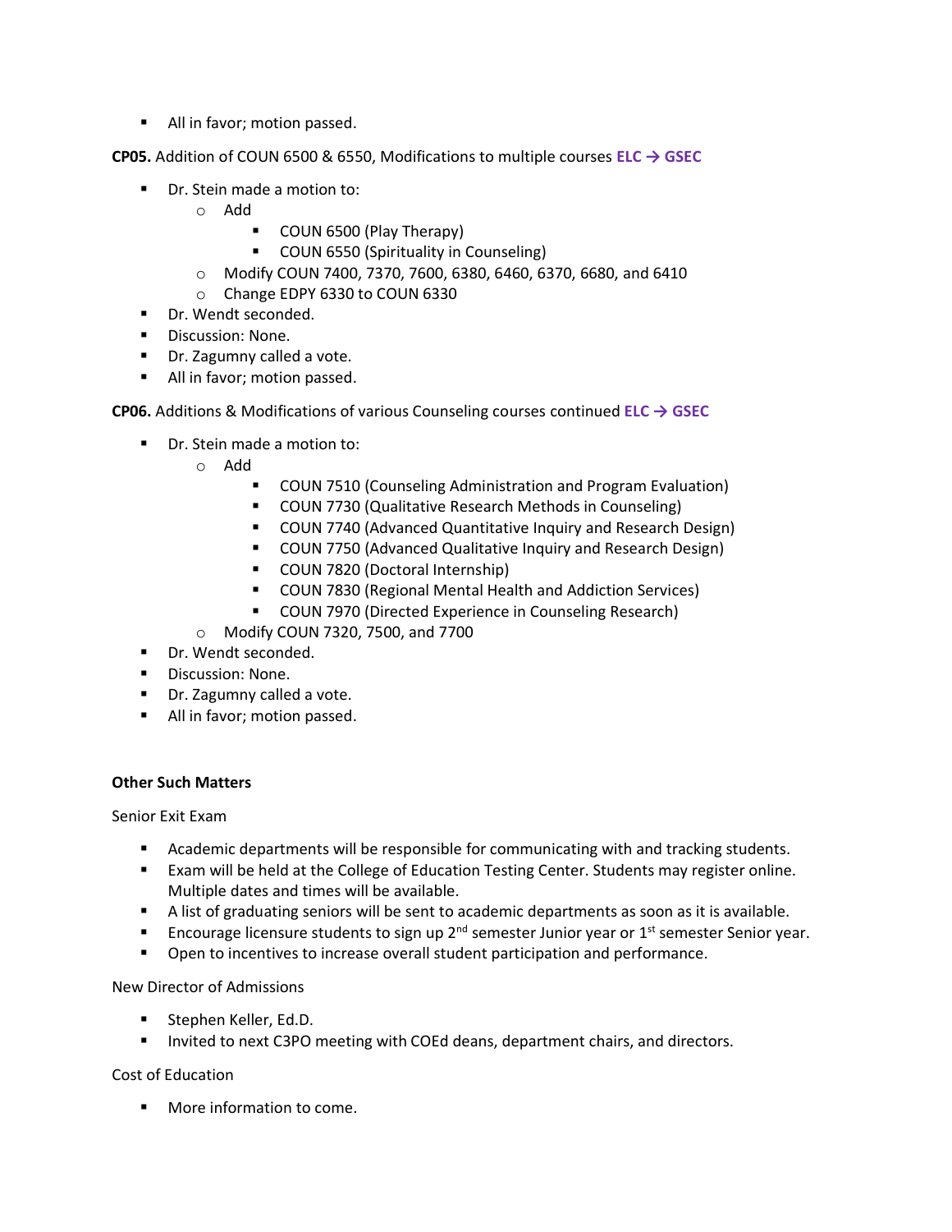- All in favor; motion passed.

**CP05.** Addition of COUN 6500 & 6550, Modifications to multiple courses **ELC → GSEC**

- Dr. Stein made a motion to:
  - Add
    - COUN 6500 (Play Therapy)
    - COUN 6550 (Spirituality in Counseling)
  - Modify COUN 7400, 7370, 7600, 6380, 6460, 6370, 6680, and 6410
  - Change EDPY 6330 to COUN 6330
- Dr. Wendt seconded.
- Discussion: None.
- Dr. Zagumny called a vote.
- All in favor; motion passed.

**CP06.** Additions & Modifications of various Counseling courses continued **ELC → GSEC**

- Dr. Stein made a motion to:
  - Add
    - COUN 7510 (Counseling Administration and Program Evaluation)
    - COUN 7730 (Qualitative Research Methods in Counseling)
    - COUN 7740 (Advanced Quantitative Inquiry and Research Design)
    - COUN 7750 (Advanced Qualitative Inquiry and Research Design)
    - COUN 7820 (Doctoral Internship)
    - COUN 7830 (Regional Mental Health and Addiction Services)
    - COUN 7970 (Directed Experience in Counseling Research)
  - Modify COUN 7320, 7500, and 7700
- Dr. Wendt seconded.
- Discussion: None.
- Dr. Zagumny called a vote.
- All in favor; motion passed.

**Other Such Matters**

Senior Exit Exam

- Academic departments will be responsible for communicating with and tracking students.
- Exam will be held at the College of Education Testing Center. Students may register online. Multiple dates and times will be available.
- A list of graduating seniors will be sent to academic departments as soon as it is available.
- Encourage licensure students to sign up 2nd semester Junior year or 1st semester Senior year.
- Open to incentives to increase overall student participation and performance.

New Director of Admissions

- Stephen Keller, Ed.D.
- Invited to next C3PO meeting with COEd deans, department chairs, and directors.

Cost of Education

- More information to come.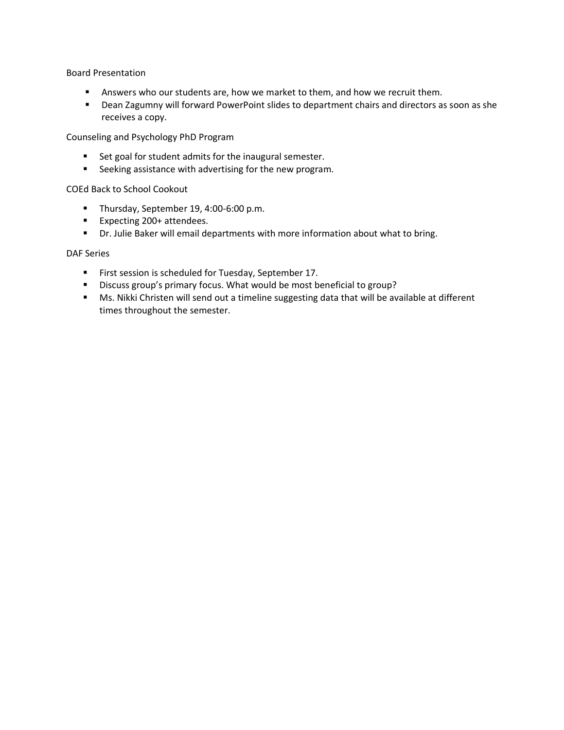Board Presentation

- Answers who our students are, how we market to them, and how we recruit them.
- Dean Zagumny will forward PowerPoint slides to department chairs and directors as soon as she receives a copy.

Counseling and Psychology PhD Program

- Set goal for student admits for the inaugural semester.
- Seeking assistance with advertising for the new program.

COEd Back to School Cookout

- Thursday, September 19, 4:00-6:00 p.m.
- Expecting 200+ attendees.
- Dr. Julie Baker will email departments with more information about what to bring.

DAF Series

- First session is scheduled for Tuesday, September 17.
- Discuss group's primary focus. What would be most beneficial to group?
- Ms. Nikki Christen will send out a timeline suggesting data that will be available at different times throughout the semester.